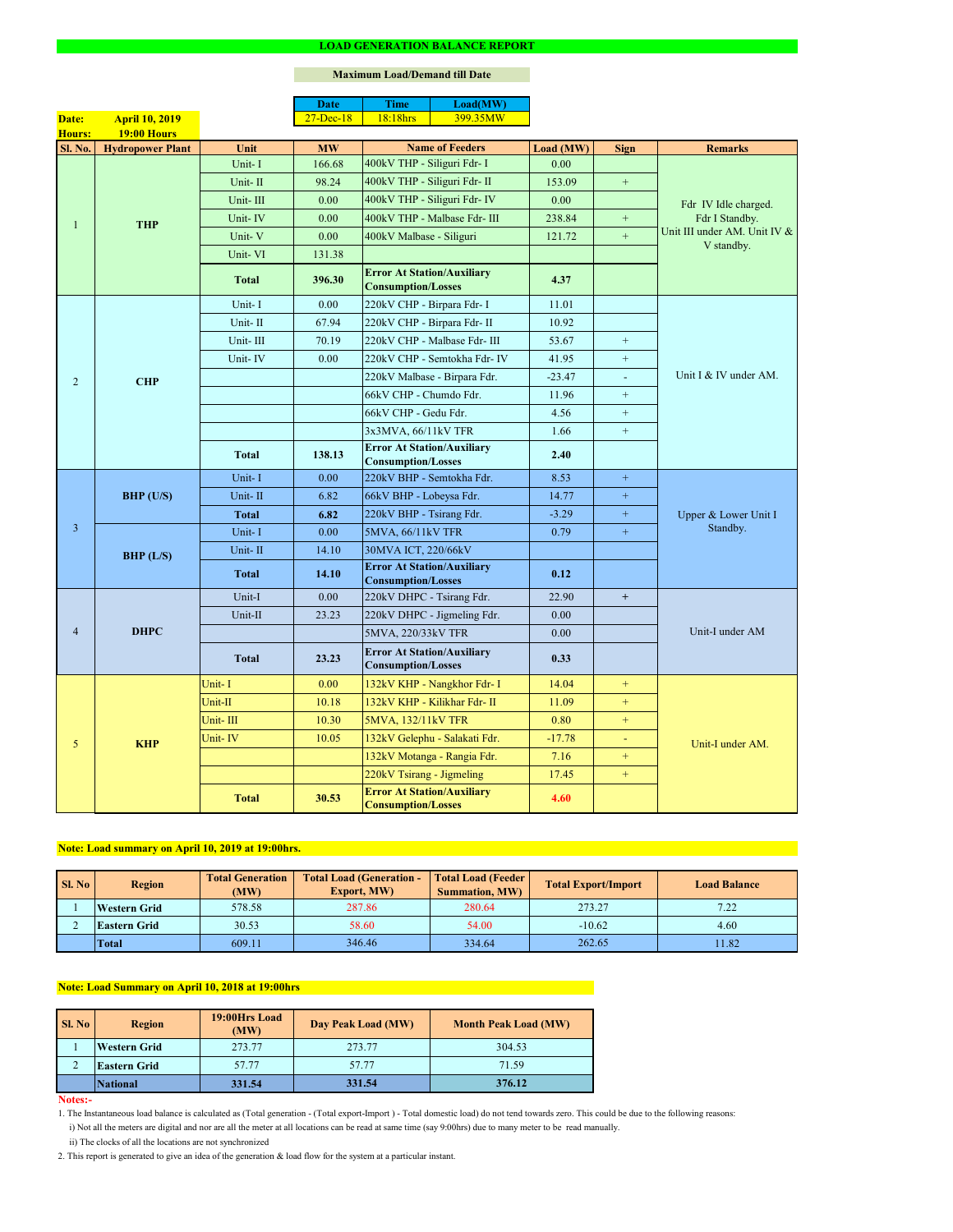# LOAD GENERATION BALANCE REPORT

**Maximum Load/Demand till Date**

| Date | Time | Load(MW) |
|---|---|---|
| 27-Dec-18 | 18:18hrs | 399.35MW |

**Date:** April 10, 2019
**Hours:** 19:00 Hours

| Sl. No. | Hydropower Plant | Unit | MW | Name of Feeders | Load (MW) | Sign | Remarks |
|---|---|---|---|---|---|---|---|
| 1 | THP | Unit- I | 166.68 | 400kV THP - Siliguri Fdr- I | 0.00 | | Fdr IV Idle charged. Fdr I Standby. Unit III under AM. Unit IV & V standby. |
| | | Unit- II | 98.24 | 400kV THP - Siliguri Fdr- II | 153.09 | + | |
| | | Unit- III | 0.00 | 400kV THP - Siliguri Fdr- IV | 0.00 | | |
| | | Unit- IV | 0.00 | 400kV THP - Malbase Fdr- III | 238.84 | + | |
| | | Unit- V | 0.00 | 400kV Malbase - Siliguri | 121.72 | + | |
| | | Unit- VI | 131.38 | | | | |
| | | **Total** | **396.30** | **Error At Station/Auxiliary Consumption/Losses** | **4.37** | | |
| 2 | CHP | Unit- I | 0.00 | 220kV CHP - Birpara Fdr- I | 11.01 | | Unit I & IV under AM. |
| | | Unit- II | 67.94 | 220kV CHP - Birpara Fdr- II | 10.92 | | |
| | | Unit- III | 70.19 | 220kV CHP - Malbase Fdr- III | 53.67 | + | |
| | | Unit- IV | 0.00 | 220kV CHP - Semtokha Fdr- IV | 41.95 | + | |
| | | | | 220kV Malbase - Birpara Fdr. | -23.47 | - | |
| | | | | 66kV CHP - Chumdo Fdr. | 11.96 | + | |
| | | | | 66kV CHP - Gedu Fdr. | 4.56 | + | |
| | | | | 3x3MVA, 66/11kV TFR | 1.66 | + | |
| | | **Total** | **138.13** | **Error At Station/Auxiliary Consumption/Losses** | **2.40** | | |
| 3 | BHP (U/S) | Unit- I | 0.00 | 220kV BHP - Semtokha Fdr. | 8.53 | + | Upper & Lower Unit I Standby. |
| | | Unit- II | 6.82 | 66kV BHP - Lobeysa Fdr. | 14.77 | + | |
| | | **Total** | **6.82** | 220kV BHP - Tsirang Fdr. | -3.29 | + | |
| | BHP (L/S) | Unit- I | 0.00 | 5MVA, 66/11kV TFR | 0.79 | + | |
| | | Unit- II | 14.10 | 30MVA ICT, 220/66kV | | | |
| | | **Total** | **14.10** | **Error At Station/Auxiliary Consumption/Losses** | **0.12** | | |
| 4 | DHPC | Unit-I | 0.00 | 220kV DHPC - Tsirang Fdr. | 22.90 | + | Unit-I under AM |
| | | Unit-II | 23.23 | 220kV DHPC - Jigmeling Fdr. | 0.00 | | |
| | | | | 5MVA, 220/33kV TFR | 0.00 | | |
| | | **Total** | **23.23** | **Error At Station/Auxiliary Consumption/Losses** | **0.33** | | |
| 5 | KHP | Unit- I | 0.00 | 132kV KHP - Nangkhor Fdr- I | 14.04 | + | Unit-I under AM. |
| | | Unit-II | 10.18 | 132kV KHP - Kilikhar Fdr- II | 11.09 | + | |
| | | Unit- III | 10.30 | 5MVA, 132/11kV TFR | 0.80 | + | |
| | | Unit- IV | 10.05 | 132kV Gelephu - Salakati Fdr. | -17.78 | - | |
| | | | | 132kV Motanga - Rangia Fdr. | 7.16 | + | |
| | | | | 220kV Tsirang - Jigmeling | 17.45 | + | |
| | | **Total** | **30.53** | **Error At Station/Auxiliary Consumption/Losses** | **4.60** | | |

**Note: Load summary on April 10, 2019 at 19:00hrs.**

| Sl. No | Region | Total Generation (MW) | Total Load (Generation - Export, MW) | Total Load (Feeder Summation, MW) | Total Export/Import | Load Balance |
|---|---|---|---|---|---|---|
| 1 | Western Grid | 578.58 | 287.86 | 280.64 | 273.27 | 7.22 |
| 2 | Eastern Grid | 30.53 | 58.60 | 54.00 | -10.62 | 4.60 |
| | **Total** | 609.11 | 346.46 | 334.64 | 262.65 | 11.82 |

**Note: Load Summary on April 10, 2018 at 19:00hrs**

| Sl. No | Region | 19:00Hrs Load (MW) | Day Peak Load (MW) | Month Peak Load (MW) |
|---|---|---|---|---|
| 1 | Western Grid | 273.77 | 273.77 | 304.53 |
| 2 | Eastern Grid | 57.77 | 57.77 | 71.59 |
| | **National** | **331.54** | **331.54** | **376.12** |

**Notes:-**

1. The Instantaneous load balance is calculated as (Total generation - (Total export-Import ) - Total domestic load) do not tend towards zero. This could be due to the following reasons:
   i) Not all the meters are digital and nor are all the meter at all locations can be read at same time (say 9:00hrs) due to many meter to be read manually.
   ii) The clocks of all the locations are not synchronized
2. This report is generated to give an idea of the generation & load flow for the system at a particular instant.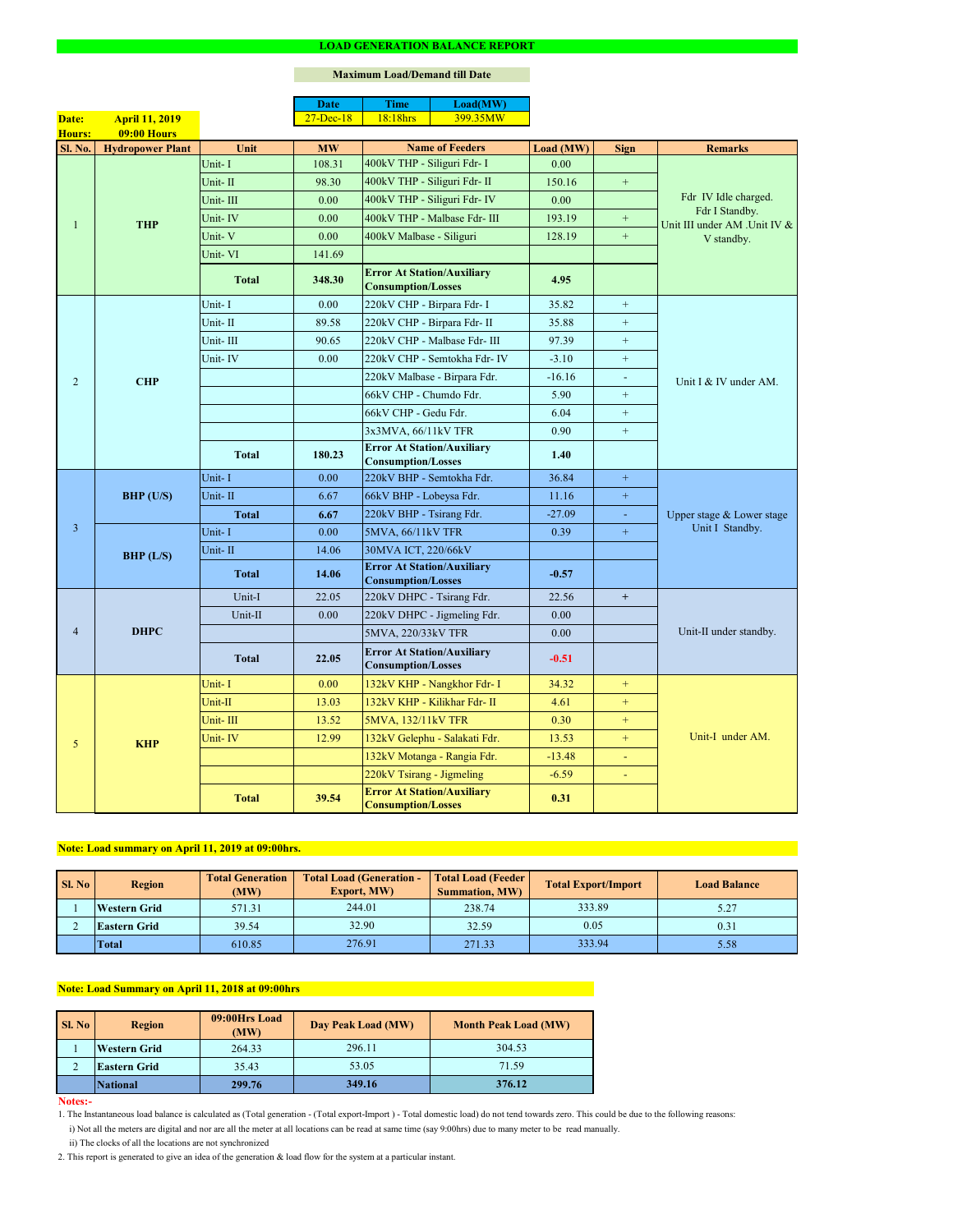# LOAD GENERATION BALANCE REPORT

**Maximum Load/Demand till Date**

| Date | Time | Load(MW) |
|---|---|---|
| 27-Dec-18 | 18:18hrs | 399.35MW |

**Date:** April 11, 2019
**Hours:** 09:00 Hours

| Sl. No. | Hydropower Plant | Unit | MW | Name of Feeders | Load (MW) | Sign | Remarks |
|---|---|---|---|---|---|---|---|
| 1 | THP | Unit- I | 108.31 | 400kV THP - Siliguri Fdr- I | 0.00 | | Fdr IV Idle charged. Fdr I Standby. Unit III under AM .Unit IV & V standby. |
| | | Unit- II | 98.30 | 400kV THP - Siliguri Fdr- II | 150.16 | + | |
| | | Unit- III | 0.00 | 400kV THP - Siliguri Fdr- IV | 0.00 | | |
| | | Unit- IV | 0.00 | 400kV THP - Malbase Fdr- III | 193.19 | + | |
| | | Unit- V | 0.00 | 400kV Malbase - Siliguri | 128.19 | + | |
| | | Unit- VI | 141.69 | | | | |
| | | **Total** | **348.30** | **Error At Station/Auxiliary Consumption/Losses** | **4.95** | | |
| 2 | CHP | Unit- I | 0.00 | 220kV CHP - Birpara Fdr- I | 35.82 | + | Unit I & IV under AM. |
| | | Unit- II | 89.58 | 220kV CHP - Birpara Fdr- II | 35.88 | + | |
| | | Unit- III | 90.65 | 220kV CHP - Malbase Fdr- III | 97.39 | + | |
| | | Unit- IV | 0.00 | 220kV CHP - Semtokha Fdr- IV | -3.10 | + | |
| | | | | 220kV Malbase - Birpara Fdr. | -16.16 | - | |
| | | | | 66kV CHP - Chumdo Fdr. | 5.90 | + | |
| | | | | 66kV CHP - Gedu Fdr. | 6.04 | + | |
| | | | | 3x3MVA, 66/11kV TFR | 0.90 | + | |
| | | **Total** | **180.23** | **Error At Station/Auxiliary Consumption/Losses** | **1.40** | | |
| 3 | BHP (U/S) | Unit- I | 0.00 | 220kV BHP - Semtokha Fdr. | 36.84 | + | Upper stage & Lower stage Unit I Standby. |
| | | Unit- II | 6.67 | 66kV BHP - Lobeysa Fdr. | 11.16 | + | |
| | | **Total** | **6.67** | 220kV BHP - Tsirang Fdr. | -27.09 | - | |
| | BHP (L/S) | Unit- I | 0.00 | 5MVA, 66/11kV TFR | 0.39 | + | |
| | | Unit- II | 14.06 | 30MVA ICT, 220/66kV | | | |
| | | **Total** | **14.06** | **Error At Station/Auxiliary Consumption/Losses** | **-0.57** | | |
| 4 | DHPC | Unit-I | 22.05 | 220kV DHPC - Tsirang Fdr. | 22.56 | + | Unit-II under standby. |
| | | Unit-II | 0.00 | 220kV DHPC - Jigmeling Fdr. | 0.00 | | |
| | | | | 5MVA, 220/33kV TFR | 0.00 | | |
| | | **Total** | **22.05** | **Error At Station/Auxiliary Consumption/Losses** | **-0.51** | | |
| 5 | KHP | Unit- I | 0.00 | 132kV KHP - Nangkhor Fdr- I | 34.32 | + | Unit-I under AM. |
| | | Unit-II | 13.03 | 132kV KHP - Kilikhar Fdr- II | 4.61 | + | |
| | | Unit- III | 13.52 | 5MVA, 132/11kV TFR | 0.30 | + | |
| | | Unit- IV | 12.99 | 132kV Gelephu - Salakati Fdr. | 13.53 | + | |
| | | | | 132kV Motanga - Rangia Fdr. | -13.48 | - | |
| | | | | 220kV Tsirang - Jigmeling | -6.59 | - | |
| | | **Total** | **39.54** | **Error At Station/Auxiliary Consumption/Losses** | **0.31** | | |

**Note: Load summary on April 11, 2019 at 09:00hrs.**

| Sl. No | Region | Total Generation (MW) | Total Load (Generation - Export, MW) | Total Load (Feeder Summation, MW) | Total Export/Import | Load Balance |
|---|---|---|---|---|---|---|
| 1 | Western Grid | 571.31 | 244.01 | 238.74 | 333.89 | 5.27 |
| 2 | Eastern Grid | 39.54 | 32.90 | 32.59 | 0.05 | 0.31 |
| | **Total** | 610.85 | 276.91 | 271.33 | 333.94 | 5.58 |

**Note: Load Summary on April 11, 2018 at 09:00hrs**

| Sl. No | Region | 09:00Hrs Load (MW) | Day Peak Load (MW) | Month Peak Load (MW) |
|---|---|---|---|---|
| 1 | Western Grid | 264.33 | 296.11 | 304.53 |
| 2 | Eastern Grid | 35.43 | 53.05 | 71.59 |
| | **National** | **299.76** | **349.16** | **376.12** |

**Notes:-**

1. The Instantaneous load balance is calculated as (Total generation - (Total export-Import ) - Total domestic load) do not tend towards zero. This could be due to the following reasons:
   i) Not all the meters are digital and nor are all the meter at all locations can be read at same time (say 9:00hrs) due to many meter to be read manually.
   ii) The clocks of all the locations are not synchronized
2. This report is generated to give an idea of the generation & load flow for the system at a particular instant.